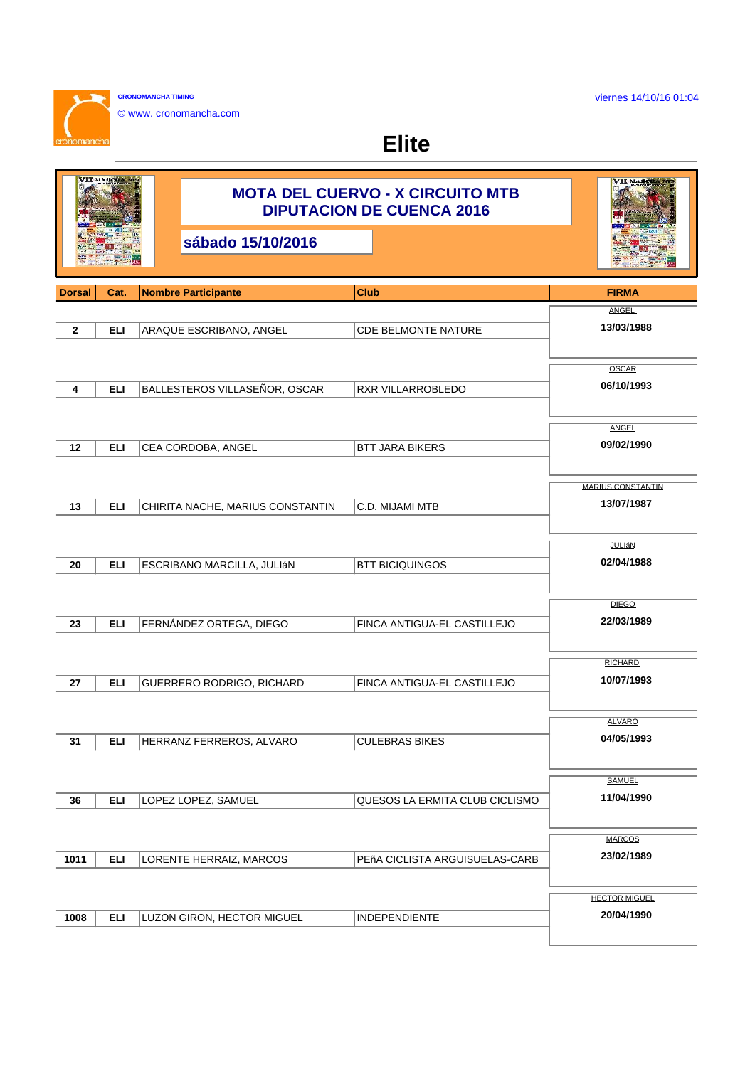CRONOMANCHA TIMING

© www. cronomancha.com

viernes 14/10/16 01:04

# Elite

## MOTA DEL CUERVO - X CIRCUITO MTB DIPUTACION DE CUENCA 2016

**sábado 15/10/2016**

| Dorsal | Cat. | Nombre Participante | Club | FIRMA |
|---|---|---|---|---|
| 2 | ELI | ARAQUE ESCRIBANO, ANGEL | CDE BELMONTE NATURE | ANGEL 13/03/1988 |
| 4 | ELI | BALLESTEROS VILLASEÑOR, OSCAR | RXR VILLARROBLEDO | OSCAR 06/10/1993 |
| 12 | ELI | CEA CORDOBA, ANGEL | BTT JARA BIKERS | ANGEL 09/02/1990 |
| 13 | ELI | CHIRITA NACHE, MARIUS CONSTANTIN | C.D. MIJAMI MTB | MARIUS CONSTANTIN 13/07/1987 |
| 20 | ELI | ESCRIBANO MARCILLA, JULIáN | BTT BICIQUINGOS | JULIáN 02/04/1988 |
| 23 | ELI | FERNÁNDEZ ORTEGA, DIEGO | FINCA ANTIGUA-EL CASTILLEJO | DIEGO 22/03/1989 |
| 27 | ELI | GUERRERO RODRIGO, RICHARD | FINCA ANTIGUA-EL CASTILLEJO | RICHARD 10/07/1993 |
| 31 | ELI | HERRANZ FERREROS, ALVARO | CULEBRAS BIKES | ALVARO 04/05/1993 |
| 36 | ELI | LOPEZ LOPEZ, SAMUEL | QUESOS LA ERMITA CLUB CICLISMO | SAMUEL 11/04/1990 |
| 1011 | ELI | LORENTE HERRAIZ, MARCOS | PEñA CICLISTA ARGUISUELAS-CARB | MARCOS 23/02/1989 |
| 1008 | ELI | LUZON GIRON, HECTOR MIGUEL | INDEPENDIENTE | HECTOR MIGUEL 20/04/1990 |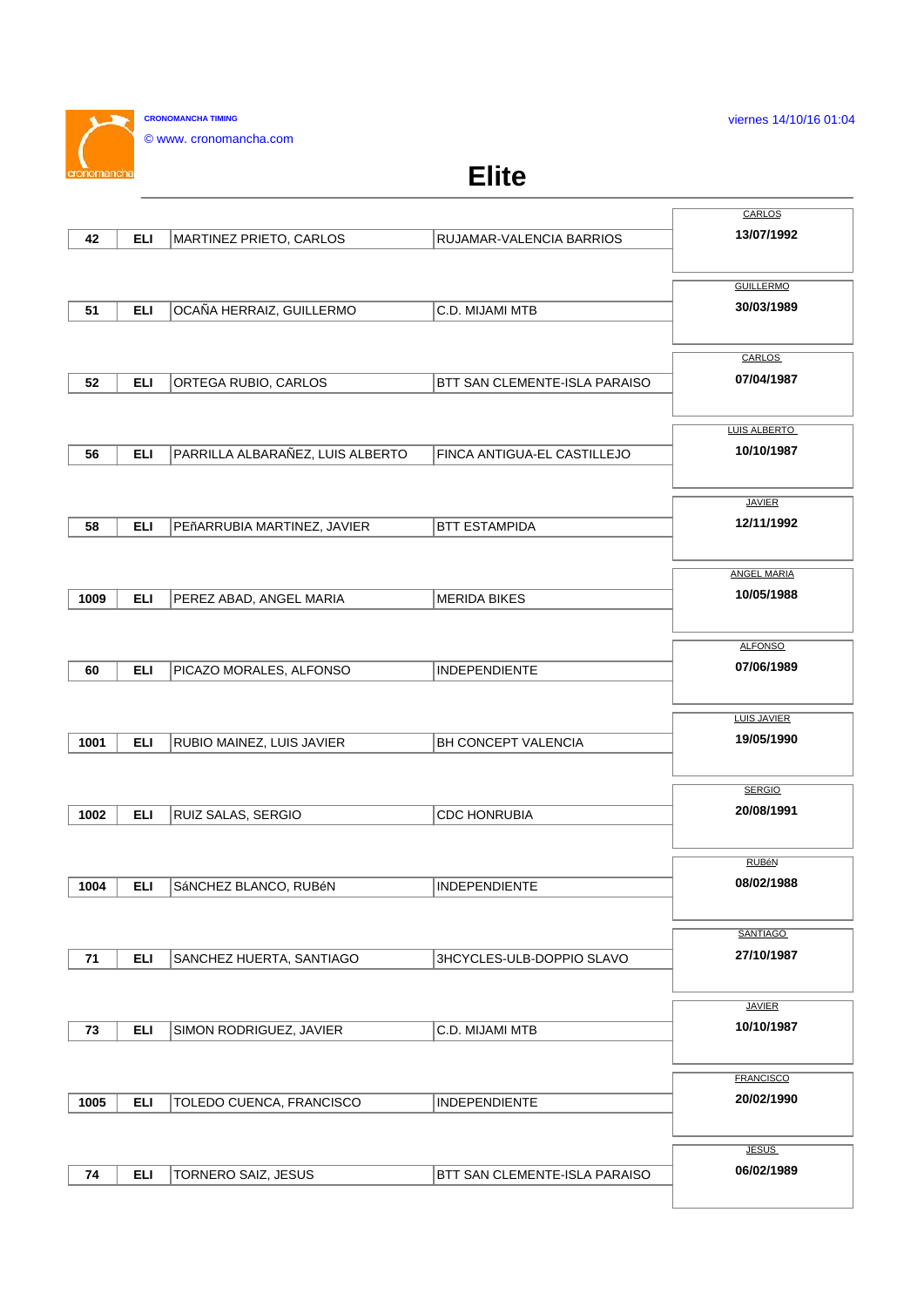CRONOMANCHA TIMING

© www. cronomancha.com

viernes 14/10/16 01:04

# Elite

| | | | | |
|---|---|---|---|---|
| 42 | ELI | MARTINEZ PRIETO, CARLOS | RUJAMAR-VALENCIA BARRIOS | CARLOS 13/07/1992 |
| 51 | ELI | OCAÑA HERRAIZ, GUILLERMO | C.D. MIJAMI MTB | GUILLERMO 30/03/1989 |
| 52 | ELI | ORTEGA RUBIO, CARLOS | BTT SAN CLEMENTE-ISLA PARAISO | CARLOS 07/04/1987 |
| 56 | ELI | PARRILLA ALBARAÑEZ, LUIS ALBERTO | FINCA ANTIGUA-EL CASTILLEJO | LUIS ALBERTO 10/10/1987 |
| 58 | ELI | PEñARRUBIA MARTINEZ, JAVIER | BTT ESTAMPIDA | JAVIER 12/11/1992 |
| 1009 | ELI | PEREZ ABAD, ANGEL MARIA | MERIDA BIKES | ANGEL MARIA 10/05/1988 |
| 60 | ELI | PICAZO MORALES, ALFONSO | INDEPENDIENTE | ALFONSO 07/06/1989 |
| 1001 | ELI | RUBIO MAINEZ, LUIS JAVIER | BH CONCEPT VALENCIA | LUIS JAVIER 19/05/1990 |
| 1002 | ELI | RUIZ SALAS, SERGIO | CDC HONRUBIA | SERGIO 20/08/1991 |
| 1004 | ELI | SáNCHEZ BLANCO, RUBéN | INDEPENDIENTE | RUBéN 08/02/1988 |
| 71 | ELI | SANCHEZ HUERTA, SANTIAGO | 3HCYCLES-ULB-DOPPIO SLAVO | SANTIAGO 27/10/1987 |
| 73 | ELI | SIMON RODRIGUEZ, JAVIER | C.D. MIJAMI MTB | JAVIER 10/10/1987 |
| 1005 | ELI | TOLEDO CUENCA, FRANCISCO | INDEPENDIENTE | FRANCISCO 20/02/1990 |
| 74 | ELI | TORNERO SAIZ, JESUS | BTT SAN CLEMENTE-ISLA PARAISO | JESUS 06/02/1989 |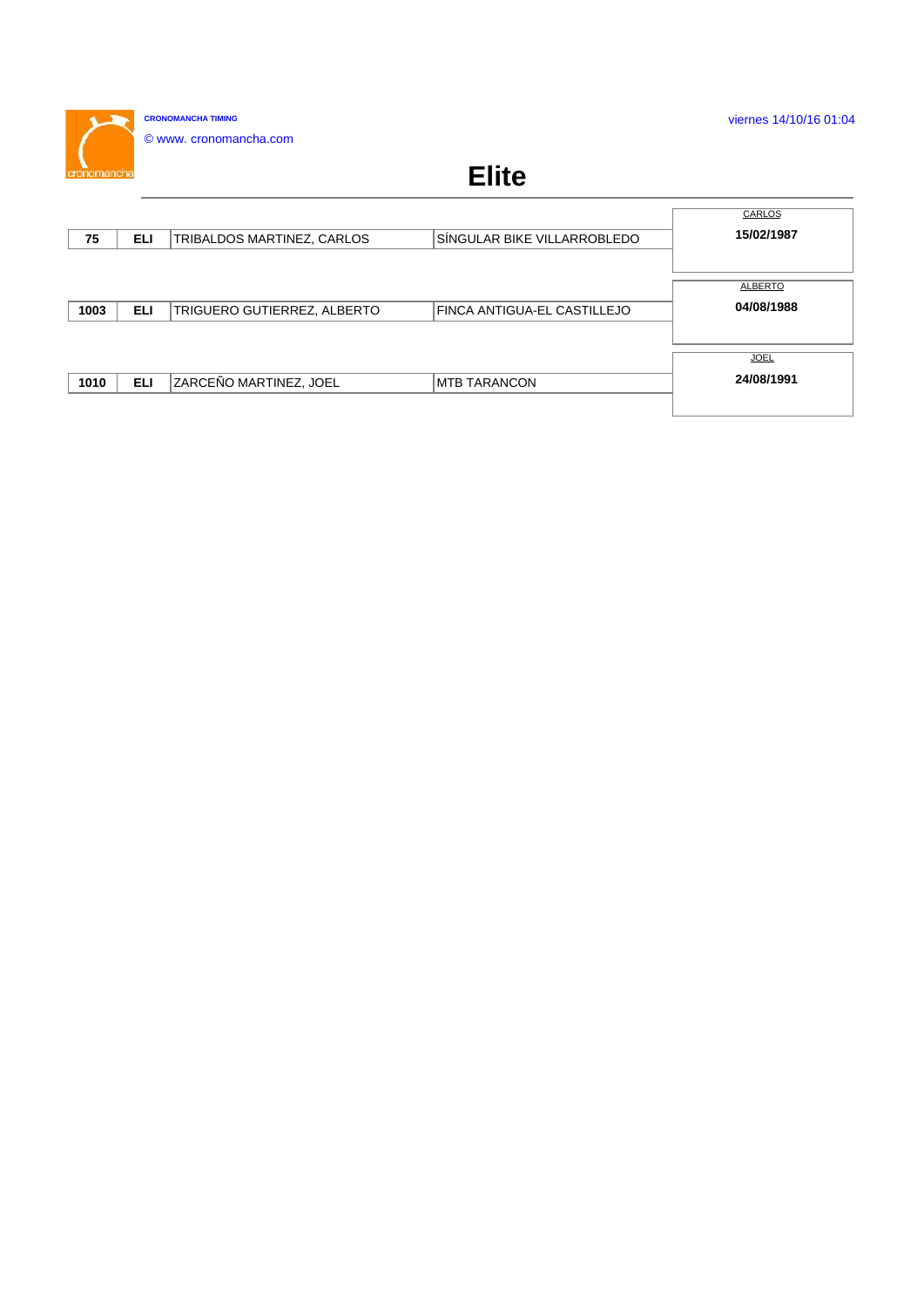CRONOMANCHA TIMING

© www. cronomancha.com

viernes 14/10/16 01:04

# Elite

| | | | | |
|---|---|---|---|---|
| 75 | ELI | TRIBALDOS MARTINEZ, CARLOS | SÍNGULAR BIKE VILLARROBLEDO | CARLOS<br>15/02/1987 |
| 1003 | ELI | TRIGUERO GUTIERREZ, ALBERTO | FINCA ANTIGUA-EL CASTILLEJO | ALBERTO<br>04/08/1988 |
| 1010 | ELI | ZARCEÑO MARTINEZ, JOEL | MTB TARANCON | JOEL<br>24/08/1991 |